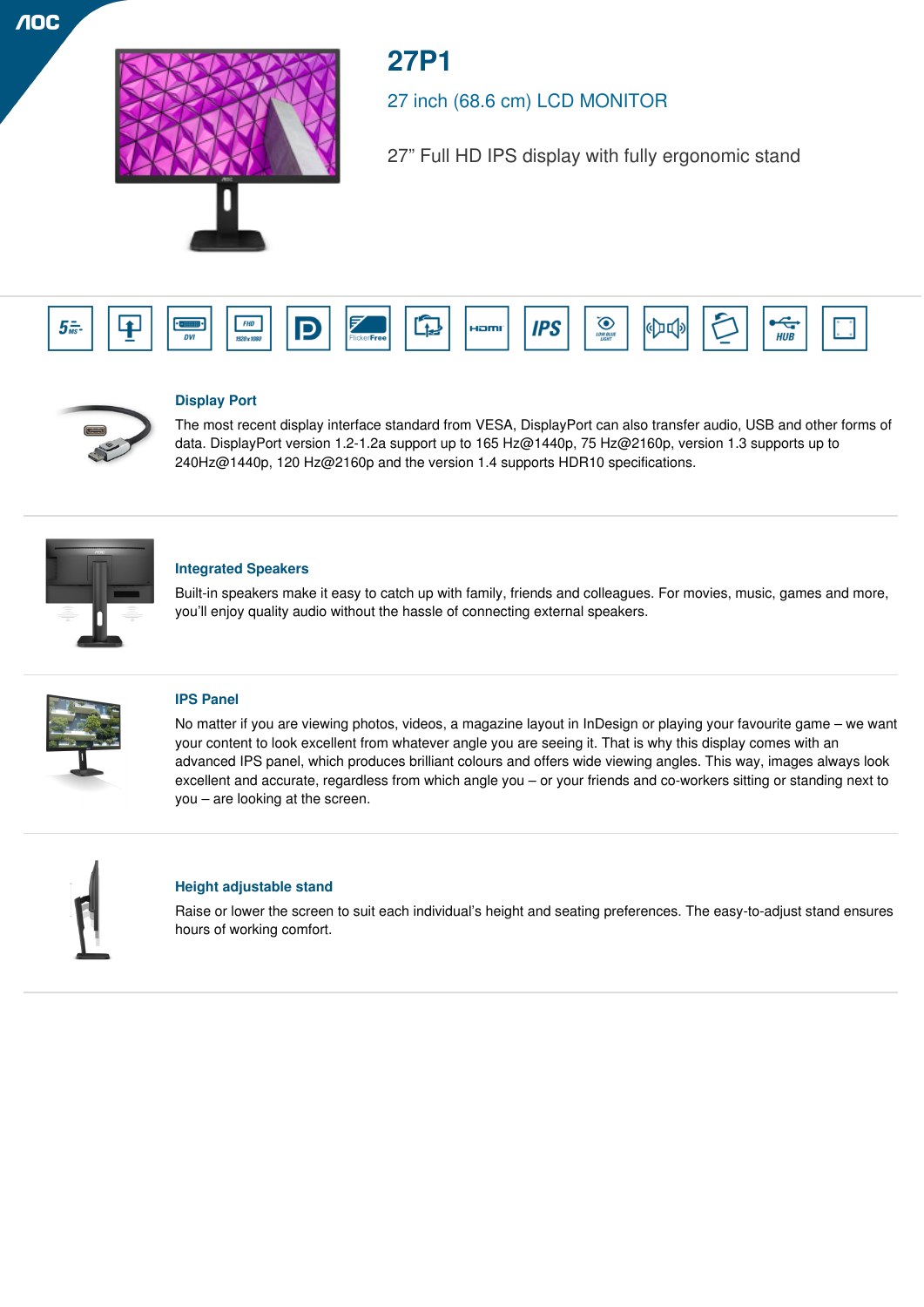# 27P1

## 27 inch (68.6 cm) LCD MONITOR

27” Full HD IPS display with fully ergonomic stand

### Display Port

The most recent display interface standard from VESA, DisplayPort can also transfer audio, USB and other forms of data. DisplayPort version 1.2-1.2a support up to 165 Hz@1440p, 75 Hz@2160p, version 1.3 supports up to 240Hz@1440p, 120 Hz@2160p and the version 1.4 supports HDR10 specifications.

### Integrated Speakers

Built-in speakers make it easy to catch up with family, friends and colleagues. For movies, music, games and more, you’ll enjoy quality audio without the hassle of connecting external speakers.

### IPS Panel

No matter if you are viewing photos, videos, a magazine layout in InDesign or playing your favourite game – we want your content to look excellent from whatever angle you are seeing it. That is why this display comes with an advanced IPS panel, which produces brilliant colours and offers wide viewing angles. This way, images always look excellent and accurate, regardless from which angle you – or your friends and co-workers sitting or standing next to you – are looking at the screen.

### Height adjustable stand

Raise or lower the screen to suit each individual’s height and seating preferences. The easy-to-adjust stand ensures hours of working comfort.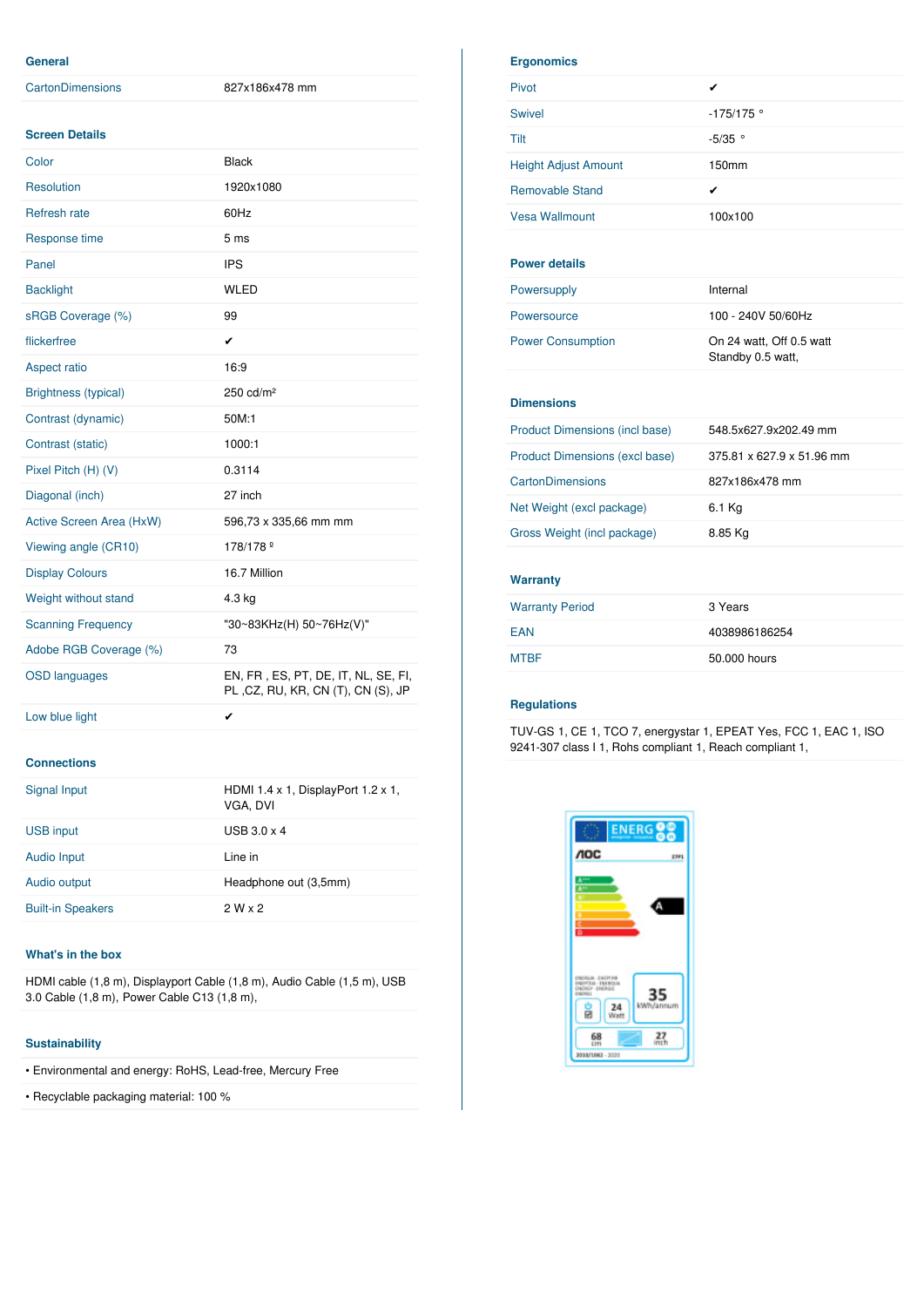## General

| | |
|---|---|
| CartonDimensions | 827x186x478 mm |

## Screen Details

| | |
|---|---|
| Color | Black |
| Resolution | 1920x1080 |
| Refresh rate | 60Hz |
| Response time | 5 ms |
| Panel | IPS |
| Backlight | WLED |
| sRGB Coverage (%) | 99 |
| flickerfree | ✔ |
| Aspect ratio | 16:9 |
| Brightness (typical) | 250 cd/m² |
| Contrast (dynamic) | 50M:1 |
| Contrast (static) | 1000:1 |
| Pixel Pitch (H) (V) | 0.3114 |
| Diagonal (inch) | 27 inch |
| Active Screen Area (HxW) | 596,73 x 335,66 mm mm |
| Viewing angle (CR10) | 178/178 º |
| Display Colours | 16.7 Million |
| Weight without stand | 4.3 kg |
| Scanning Frequency | "30~83KHz(H) 50~76Hz(V)" |
| Adobe RGB Coverage (%) | 73 |
| OSD languages | EN, FR , ES, PT, DE, IT, NL, SE, FI, PL ,CZ, RU, KR, CN (T), CN (S), JP |
| Low blue light | ✔ |

## Connections

| | |
|---|---|
| Signal Input | HDMI 1.4 x 1, DisplayPort 1.2 x 1, VGA, DVI |
| USB input | USB 3.0 x 4 |
| Audio Input | Line in |
| Audio output | Headphone out (3,5mm) |
| Built-in Speakers | 2 W x 2 |

## What's in the box

HDMI cable (1,8 m), Displayport Cable (1,8 m), Audio Cable (1,5 m), USB 3.0 Cable (1,8 m), Power Cable C13 (1,8 m),

## Sustainability

- Environmental and energy: RoHS, Lead-free, Mercury Free
- Recyclable packaging material: 100 %

## Ergonomics

| | |
|---|---|
| Pivot | ✔ |
| Swivel | -175/175 ° |
| Tilt | -5/35 ° |
| Height Adjust Amount | 150mm |
| Removable Stand | ✔ |
| Vesa Wallmount | 100x100 |

## Power details

| | |
|---|---|
| Powersupply | Internal |
| Powersource | 100 - 240V 50/60Hz |
| Power Consumption | On 24 watt, Off 0.5 watt Standby 0.5 watt, |

## Dimensions

| | |
|---|---|
| Product Dimensions (incl base) | 548.5x627.9x202.49 mm |
| Product Dimensions (excl base) | 375.81 x 627.9 x 51.96 mm |
| CartonDimensions | 827x186x478 mm |
| Net Weight (excl package) | 6.1 Kg |
| Gross Weight (incl package) | 8.85 Kg |

## Warranty

| | |
|---|---|
| Warranty Period | 3 Years |
| EAN | 4038986186254 |
| MTBF | 50.000 hours |

## Regulations

TUV-GS 1, CE 1, TCO 7, energystar 1, EPEAT Yes, FCC 1, EAC 1, ISO 9241-307 class I 1, Rohs compliant 1, Reach compliant 1,